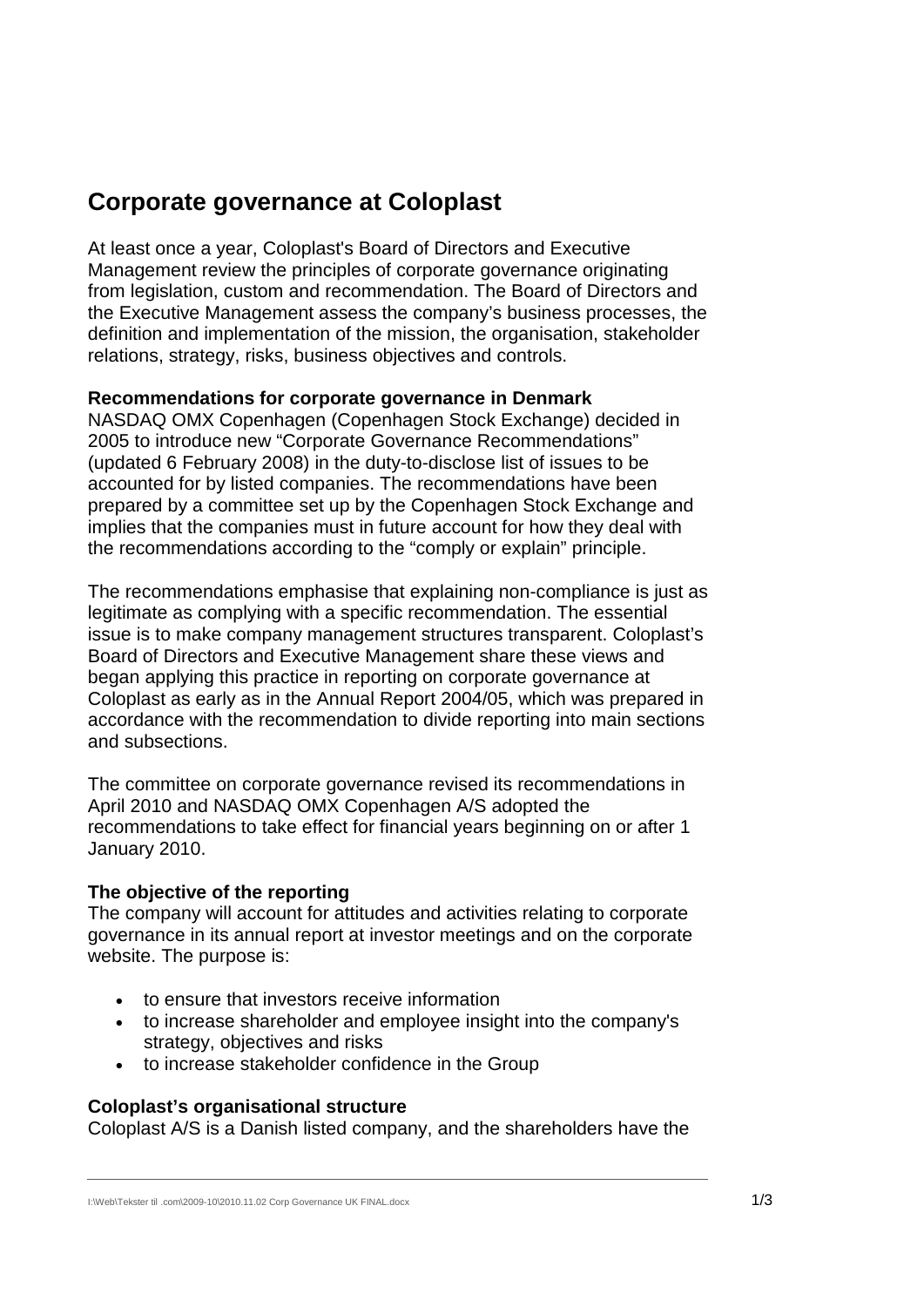# Corporate governance at Coloplast

At least once a year, Coloplast's Board of Directors and Executive Management review the principles of corporate governance originating from legislation, custom and recommendation. The Board of Directors and the Executive Management assess the company's business processes, the definition and implementation of the mission, the organisation, stakeholder relations, strategy, risks, business objectives and controls.

**Recommendations for corporate governance in Denmark**

NASDAQ OMX Copenhagen (Copenhagen Stock Exchange) decided in 2005 to introduce new "Corporate Governance Recommendations" (updated 6 February 2008) in the duty-to-disclose list of issues to be accounted for by listed companies. The recommendations have been prepared by a committee set up by the Copenhagen Stock Exchange and implies that the companies must in future account for how they deal with the recommendations according to the "comply or explain" principle.

The recommendations emphasise that explaining non-compliance is just as legitimate as complying with a specific recommendation. The essential issue is to make company management structures transparent. Coloplast's Board of Directors and Executive Management share these views and began applying this practice in reporting on corporate governance at Coloplast as early as in the Annual Report 2004/05, which was prepared in accordance with the recommendation to divide reporting into main sections and subsections.

The committee on corporate governance revised its recommendations in April 2010 and NASDAQ OMX Copenhagen A/S adopted the recommendations to take effect for financial years beginning on or after 1 January 2010.

**The objective of the reporting**

The company will account for attitudes and activities relating to corporate governance in its annual report at investor meetings and on the corporate website. The purpose is:

- to ensure that investors receive information
- to increase shareholder and employee insight into the company's strategy, objectives and risks
- to increase stakeholder confidence in the Group

**Coloplast's organisational structure**

Coloplast A/S is a Danish listed company, and the shareholders have the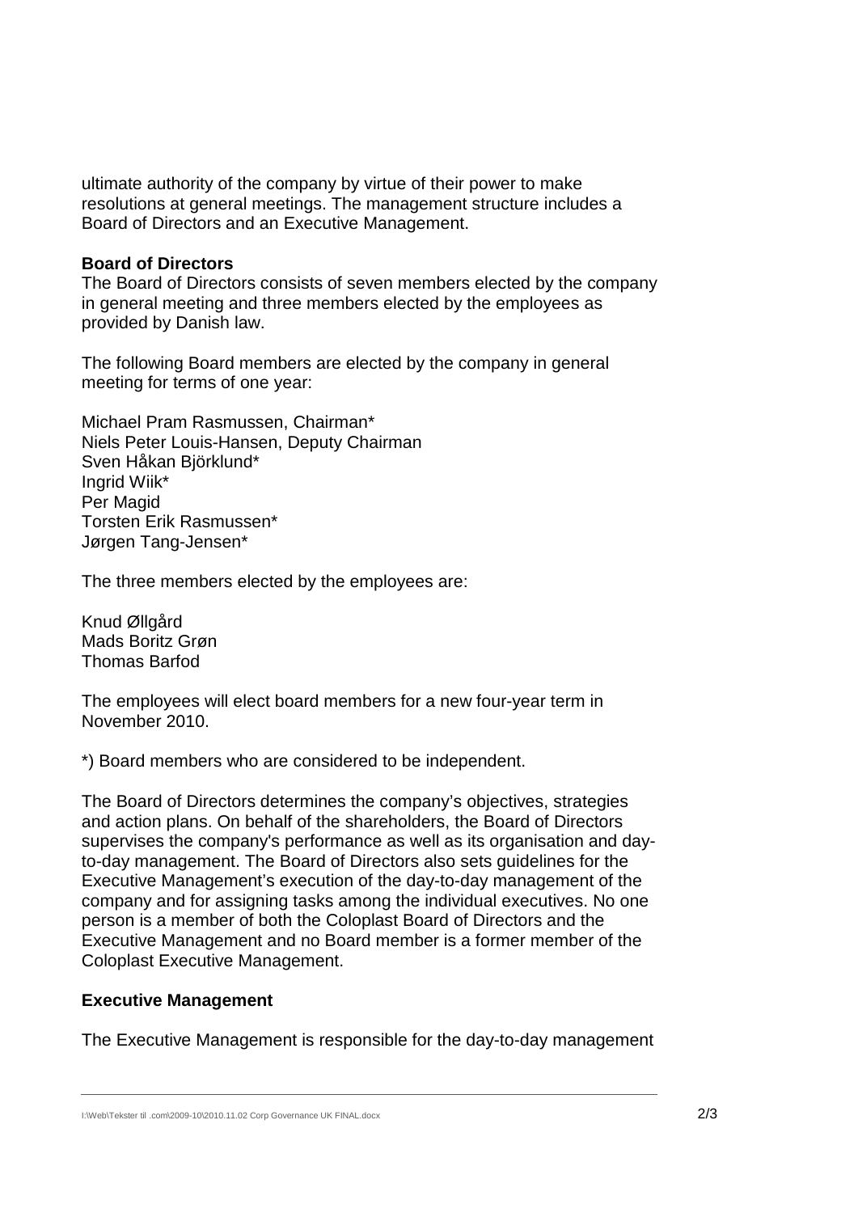ultimate authority of the company by virtue of their power to make resolutions at general meetings. The management structure includes a Board of Directors and an Executive Management.

**Board of Directors**

The Board of Directors consists of seven members elected by the company in general meeting and three members elected by the employees as provided by Danish law.

The following Board members are elected by the company in general meeting for terms of one year:

Michael Pram Rasmussen, Chairman*
Niels Peter Louis-Hansen, Deputy Chairman
Sven Håkan Björklund*
Ingrid Wiik*
Per Magid
Torsten Erik Rasmussen*
Jørgen Tang-Jensen*

The three members elected by the employees are:

Knud Øllgård
Mads Boritz Grøn
Thomas Barfod

The employees will elect board members for a new four-year term in November 2010.

*) Board members who are considered to be independent.

The Board of Directors determines the company's objectives, strategies and action plans. On behalf of the shareholders, the Board of Directors supervises the company's performance as well as its organisation and day-to-day management. The Board of Directors also sets guidelines for the Executive Management's execution of the day-to-day management of the company and for assigning tasks among the individual executives. No one person is a member of both the Coloplast Board of Directors and the Executive Management and no Board member is a former member of the Coloplast Executive Management.

**Executive Management**

The Executive Management is responsible for the day-to-day management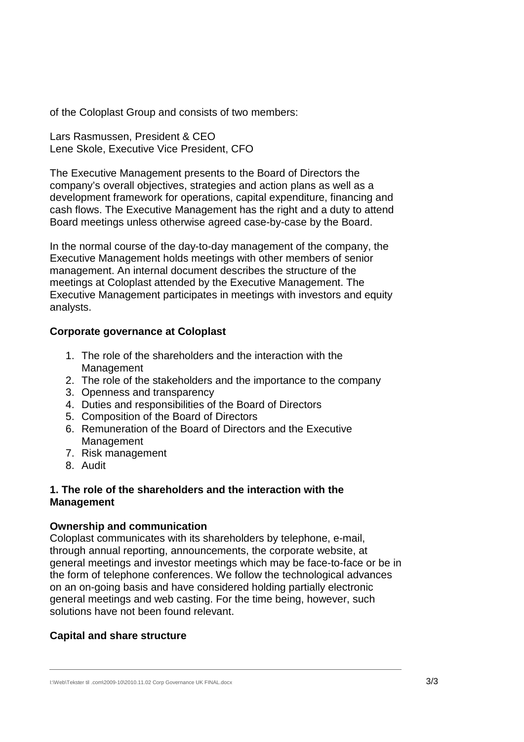of the Coloplast Group and consists of two members:

Lars Rasmussen, President & CEO
Lene Skole, Executive Vice President, CFO

The Executive Management presents to the Board of Directors the company's overall objectives, strategies and action plans as well as a development framework for operations, capital expenditure, financing and cash flows. The Executive Management has the right and a duty to attend Board meetings unless otherwise agreed case-by-case by the Board.

In the normal course of the day-to-day management of the company, the Executive Management holds meetings with other members of senior management. An internal document describes the structure of the meetings at Coloplast attended by the Executive Management. The Executive Management participates in meetings with investors and equity analysts.

## Corporate governance at Coloplast

1. The role of the shareholders and the interaction with the Management
2. The role of the stakeholders and the importance to the company
3. Openness and transparency
4. Duties and responsibilities of the Board of Directors
5. Composition of the Board of Directors
6. Remuneration of the Board of Directors and the Executive Management
7. Risk management
8. Audit

## 1. The role of the shareholders and the interaction with the Management

### Ownership and communication

Coloplast communicates with its shareholders by telephone, e-mail, through annual reporting, announcements, the corporate website, at general meetings and investor meetings which may be face-to-face or be in the form of telephone conferences. We follow the technological advances on an on-going basis and have considered holding partially electronic general meetings and web casting. For the time being, however, such solutions have not been found relevant.

### Capital and share structure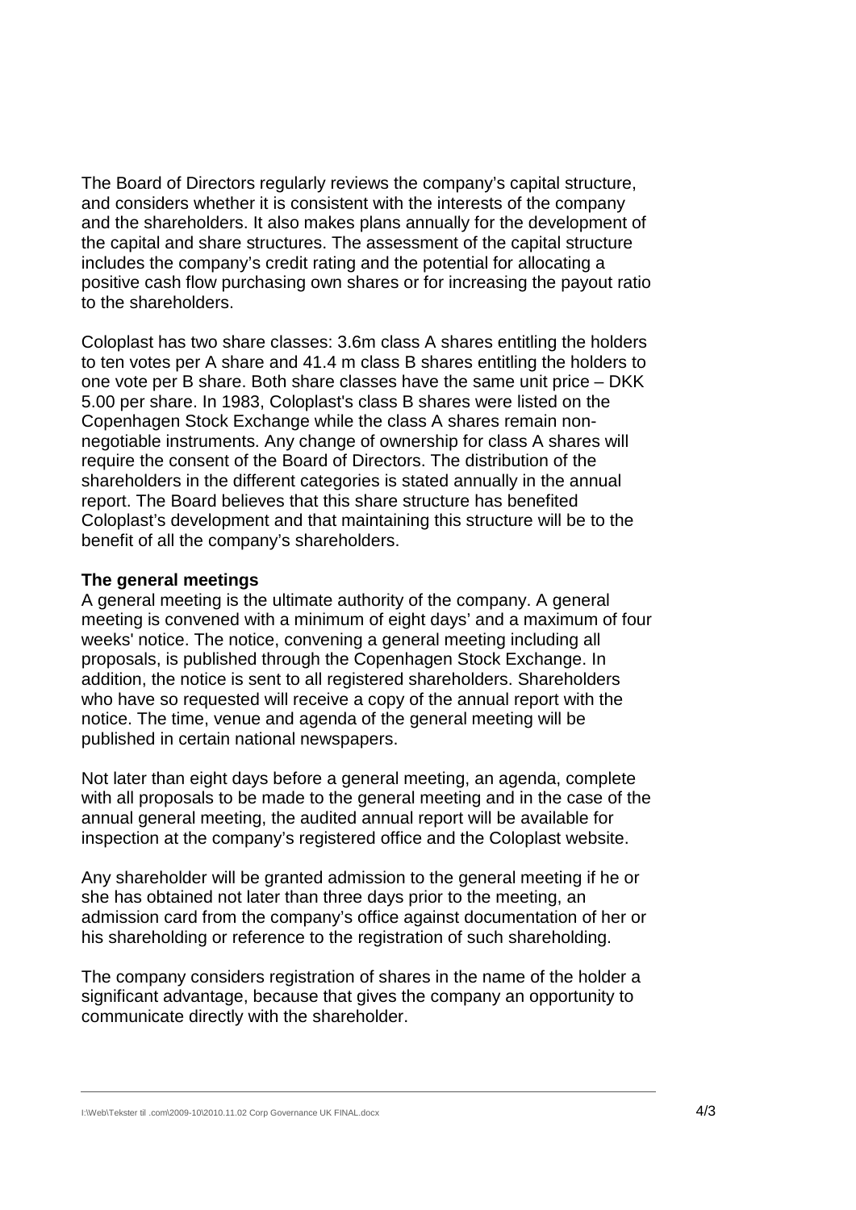The Board of Directors regularly reviews the company's capital structure, and considers whether it is consistent with the interests of the company and the shareholders. It also makes plans annually for the development of the capital and share structures. The assessment of the capital structure includes the company's credit rating and the potential for allocating a positive cash flow purchasing own shares or for increasing the payout ratio to the shareholders.

Coloplast has two share classes: 3.6m class A shares entitling the holders to ten votes per A share and 41.4 m class B shares entitling the holders to one vote per B share. Both share classes have the same unit price – DKK 5.00 per share. In 1983, Coloplast's class B shares were listed on the Copenhagen Stock Exchange while the class A shares remain non-negotiable instruments. Any change of ownership for class A shares will require the consent of the Board of Directors. The distribution of the shareholders in the different categories is stated annually in the annual report. The Board believes that this share structure has benefited Coloplast's development and that maintaining this structure will be to the benefit of all the company's shareholders.

**The general meetings**

A general meeting is the ultimate authority of the company. A general meeting is convened with a minimum of eight days' and a maximum of four weeks' notice. The notice, convening a general meeting including all proposals, is published through the Copenhagen Stock Exchange. In addition, the notice is sent to all registered shareholders. Shareholders who have so requested will receive a copy of the annual report with the notice. The time, venue and agenda of the general meeting will be published in certain national newspapers.

Not later than eight days before a general meeting, an agenda, complete with all proposals to be made to the general meeting and in the case of the annual general meeting, the audited annual report will be available for inspection at the company's registered office and the Coloplast website.

Any shareholder will be granted admission to the general meeting if he or she has obtained not later than three days prior to the meeting, an admission card from the company's office against documentation of her or his shareholding or reference to the registration of such shareholding.

The company considers registration of shares in the name of the holder a significant advantage, because that gives the company an opportunity to communicate directly with the shareholder.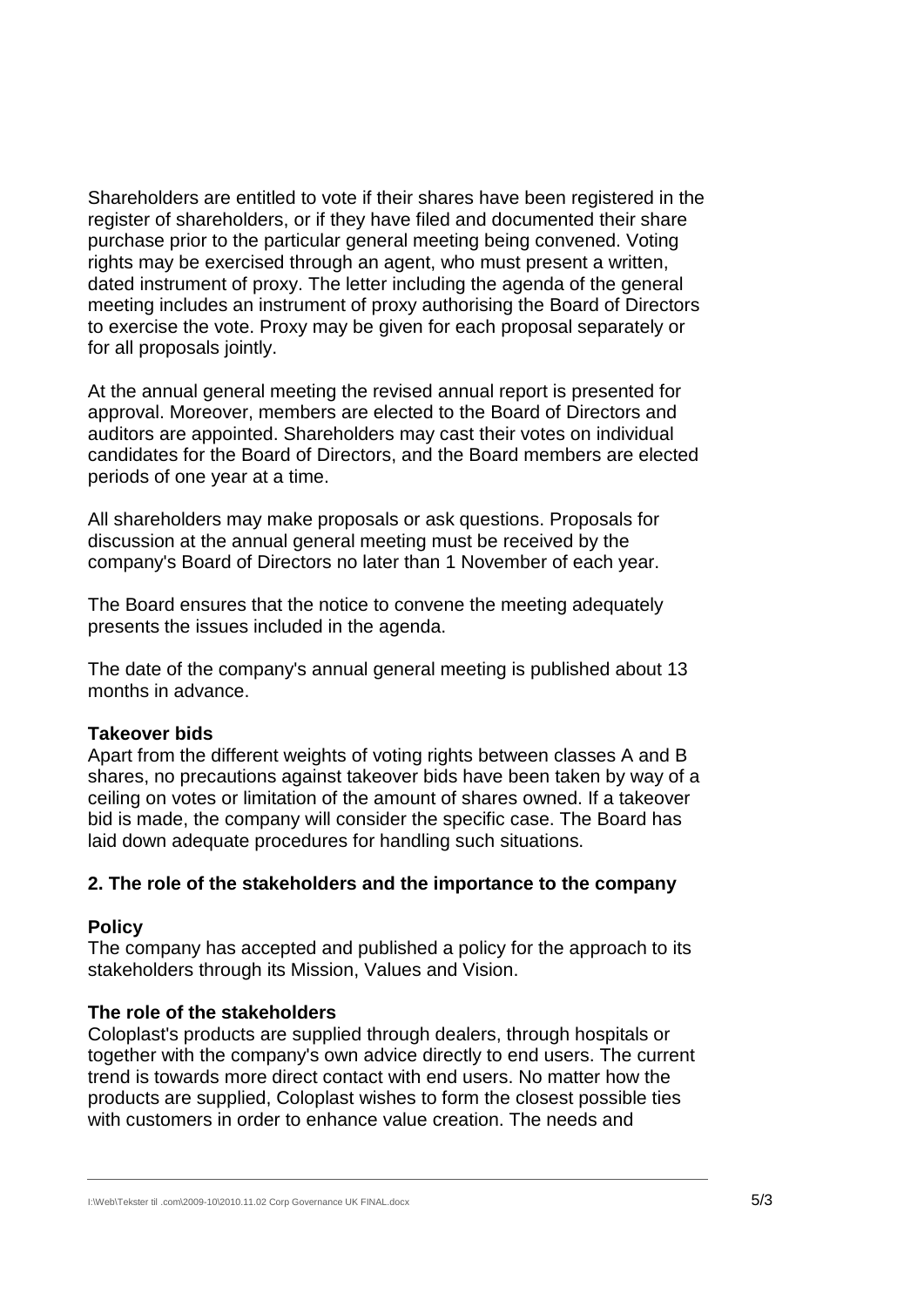Shareholders are entitled to vote if their shares have been registered in the register of shareholders, or if they have filed and documented their share purchase prior to the particular general meeting being convened. Voting rights may be exercised through an agent, who must present a written, dated instrument of proxy. The letter including the agenda of the general meeting includes an instrument of proxy authorising the Board of Directors to exercise the vote. Proxy may be given for each proposal separately or for all proposals jointly.

At the annual general meeting the revised annual report is presented for approval. Moreover, members are elected to the Board of Directors and auditors are appointed. Shareholders may cast their votes on individual candidates for the Board of Directors, and the Board members are elected periods of one year at a time.

All shareholders may make proposals or ask questions. Proposals for discussion at the annual general meeting must be received by the company's Board of Directors no later than 1 November of each year.

The Board ensures that the notice to convene the meeting adequately presents the issues included in the agenda.

The date of the company's annual general meeting is published about 13 months in advance.

**Takeover bids**

Apart from the different weights of voting rights between classes A and B shares, no precautions against takeover bids have been taken by way of a ceiling on votes or limitation of the amount of shares owned. If a takeover bid is made, the company will consider the specific case. The Board has laid down adequate procedures for handling such situations.

## 2. The role of the stakeholders and the importance to the company

**Policy**

The company has accepted and published a policy for the approach to its stakeholders through its Mission, Values and Vision.

**The role of the stakeholders**

Coloplast's products are supplied through dealers, through hospitals or together with the company's own advice directly to end users. The current trend is towards more direct contact with end users. No matter how the products are supplied, Coloplast wishes to form the closest possible ties with customers in order to enhance value creation. The needs and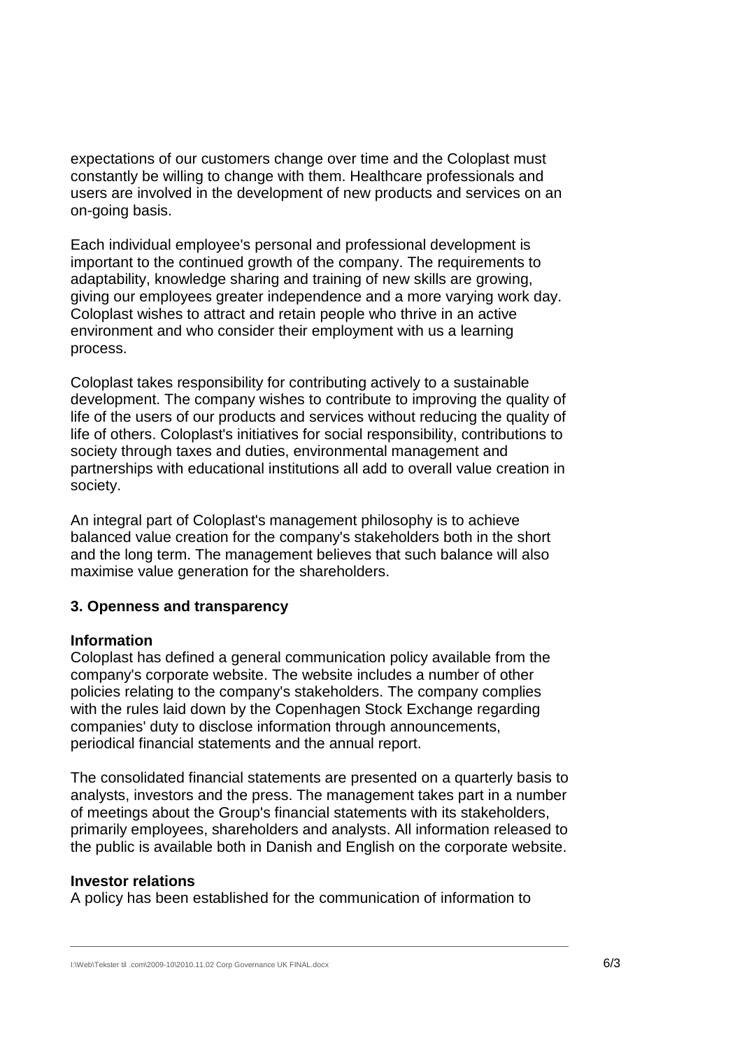expectations of our customers change over time and the Coloplast must constantly be willing to change with them. Healthcare professionals and users are involved in the development of new products and services on an on-going basis.

Each individual employee's personal and professional development is important to the continued growth of the company. The requirements to adaptability, knowledge sharing and training of new skills are growing, giving our employees greater independence and a more varying work day. Coloplast wishes to attract and retain people who thrive in an active environment and who consider their employment with us a learning process.

Coloplast takes responsibility for contributing actively to a sustainable development. The company wishes to contribute to improving the quality of life of the users of our products and services without reducing the quality of life of others. Coloplast's initiatives for social responsibility, contributions to society through taxes and duties, environmental management and partnerships with educational institutions all add to overall value creation in society.

An integral part of Coloplast's management philosophy is to achieve balanced value creation for the company's stakeholders both in the short and the long term. The management believes that such balance will also maximise value generation for the shareholders.

## 3. Openness and transparency

### Information

Coloplast has defined a general communication policy available from the company's corporate website. The website includes a number of other policies relating to the company's stakeholders. The company complies with the rules laid down by the Copenhagen Stock Exchange regarding companies' duty to disclose information through announcements, periodical financial statements and the annual report.

The consolidated financial statements are presented on a quarterly basis to analysts, investors and the press. The management takes part in a number of meetings about the Group's financial statements with its stakeholders, primarily employees, shareholders and analysts. All information released to the public is available both in Danish and English on the corporate website.

### Investor relations

A policy has been established for the communication of information to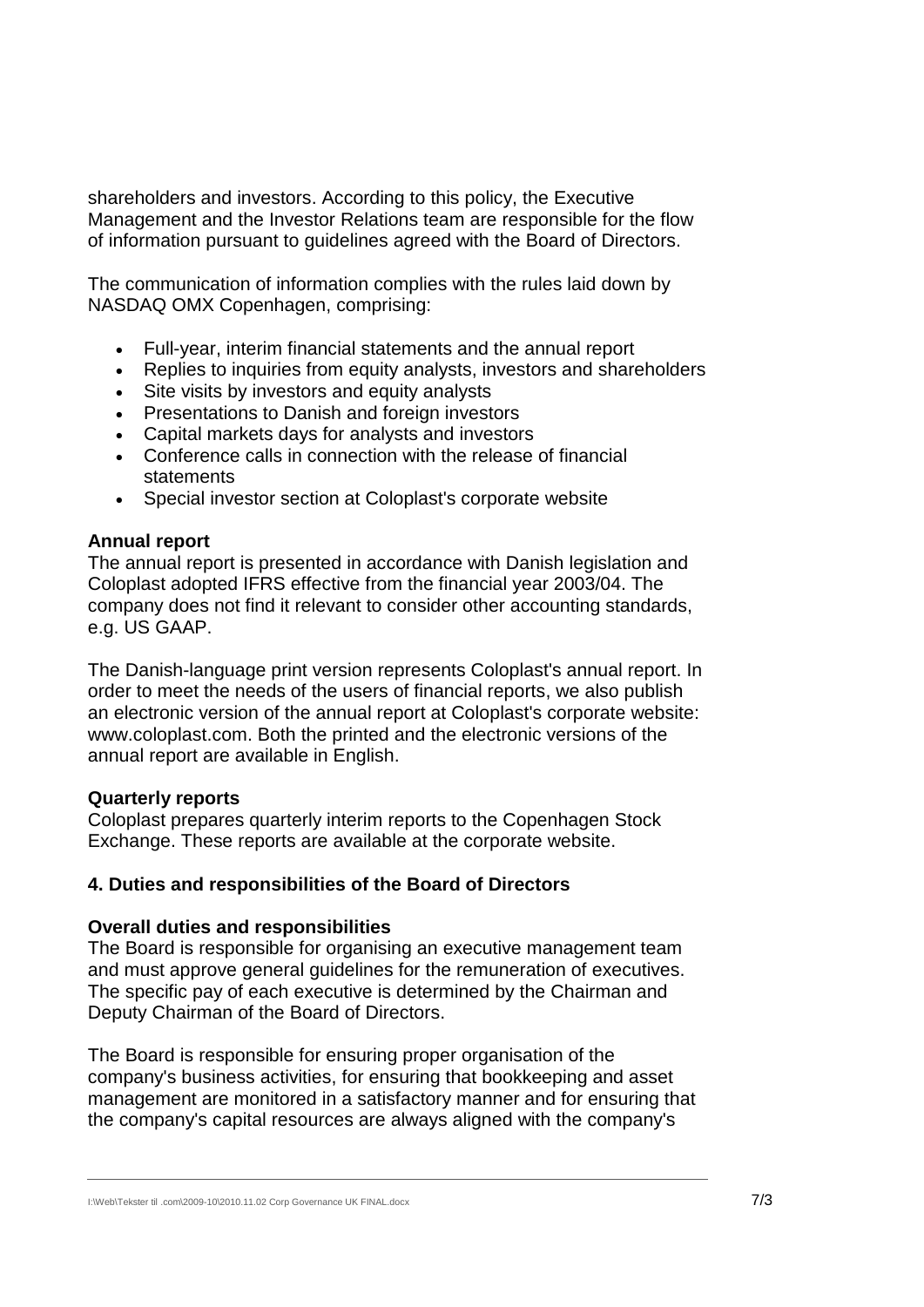shareholders and investors. According to this policy, the Executive Management and the Investor Relations team are responsible for the flow of information pursuant to guidelines agreed with the Board of Directors.

The communication of information complies with the rules laid down by NASDAQ OMX Copenhagen, comprising:

- Full-year, interim financial statements and the annual report
- Replies to inquiries from equity analysts, investors and shareholders
- Site visits by investors and equity analysts
- Presentations to Danish and foreign investors
- Capital markets days for analysts and investors
- Conference calls in connection with the release of financial statements
- Special investor section at Coloplast's corporate website

**Annual report**
The annual report is presented in accordance with Danish legislation and Coloplast adopted IFRS effective from the financial year 2003/04. The company does not find it relevant to consider other accounting standards, e.g. US GAAP.

The Danish-language print version represents Coloplast's annual report. In order to meet the needs of the users of financial reports, we also publish an electronic version of the annual report at Coloplast's corporate website: www.coloplast.com. Both the printed and the electronic versions of the annual report are available in English.

**Quarterly reports**
Coloplast prepares quarterly interim reports to the Copenhagen Stock Exchange. These reports are available at the corporate website.

### 4. Duties and responsibilities of the Board of Directors

**Overall duties and responsibilities**
The Board is responsible for organising an executive management team and must approve general guidelines for the remuneration of executives. The specific pay of each executive is determined by the Chairman and Deputy Chairman of the Board of Directors.

The Board is responsible for ensuring proper organisation of the company's business activities, for ensuring that bookkeeping and asset management are monitored in a satisfactory manner and for ensuring that the company's capital resources are always aligned with the company's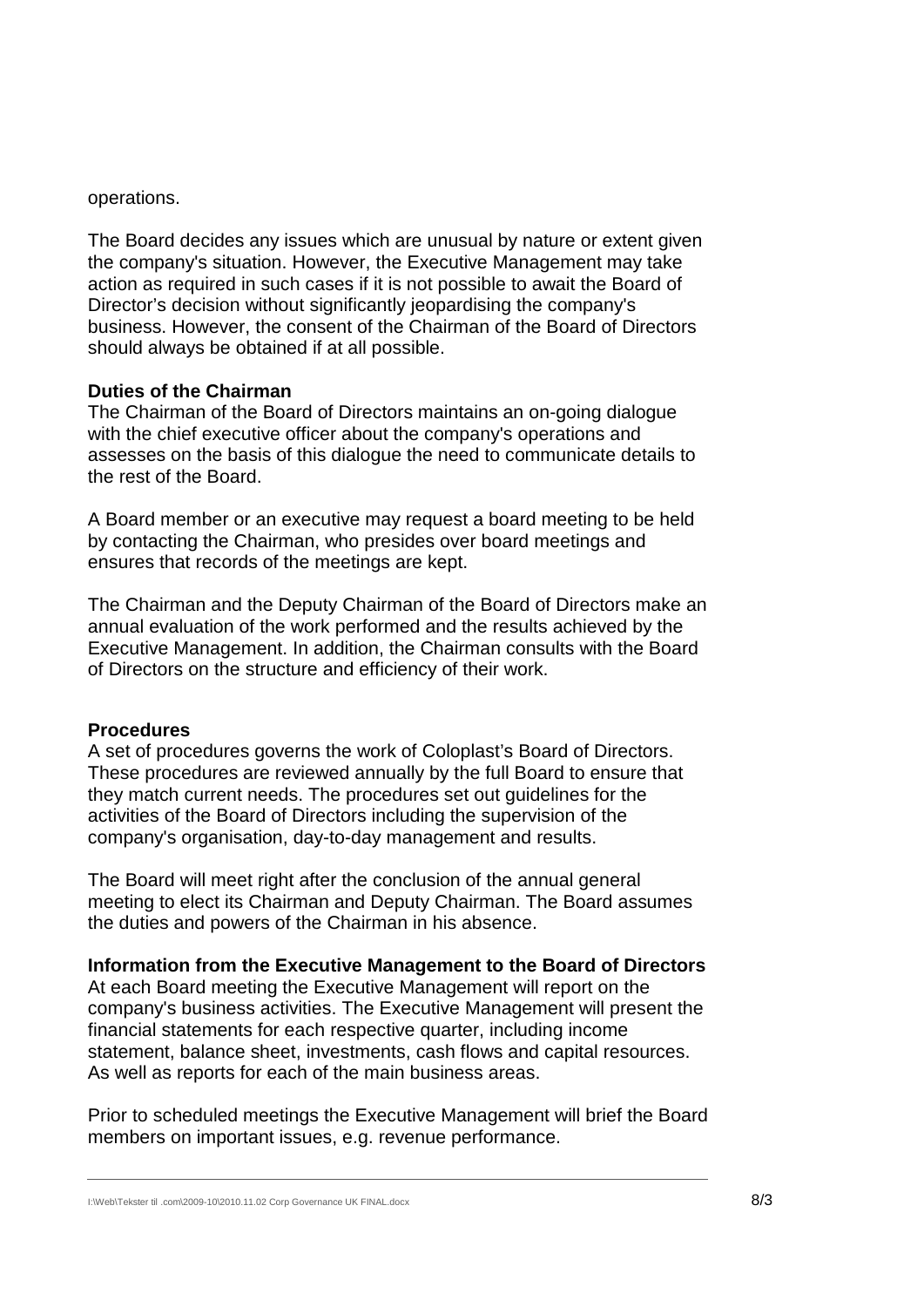operations.

The Board decides any issues which are unusual by nature or extent given the company's situation. However, the Executive Management may take action as required in such cases if it is not possible to await the Board of Director's decision without significantly jeopardising the company's business. However, the consent of the Chairman of the Board of Directors should always be obtained if at all possible.

**Duties of the Chairman**

The Chairman of the Board of Directors maintains an on-going dialogue with the chief executive officer about the company's operations and assesses on the basis of this dialogue the need to communicate details to the rest of the Board.

A Board member or an executive may request a board meeting to be held by contacting the Chairman, who presides over board meetings and ensures that records of the meetings are kept.

The Chairman and the Deputy Chairman of the Board of Directors make an annual evaluation of the work performed and the results achieved by the Executive Management. In addition, the Chairman consults with the Board of Directors on the structure and efficiency of their work.

**Procedures**

A set of procedures governs the work of Coloplast's Board of Directors. These procedures are reviewed annually by the full Board to ensure that they match current needs. The procedures set out guidelines for the activities of the Board of Directors including the supervision of the company's organisation, day-to-day management and results.

The Board will meet right after the conclusion of the annual general meeting to elect its Chairman and Deputy Chairman. The Board assumes the duties and powers of the Chairman in his absence.

**Information from the Executive Management to the Board of Directors**

At each Board meeting the Executive Management will report on the company's business activities. The Executive Management will present the financial statements for each respective quarter, including income statement, balance sheet, investments, cash flows and capital resources. As well as reports for each of the main business areas.

Prior to scheduled meetings the Executive Management will brief the Board members on important issues, e.g. revenue performance.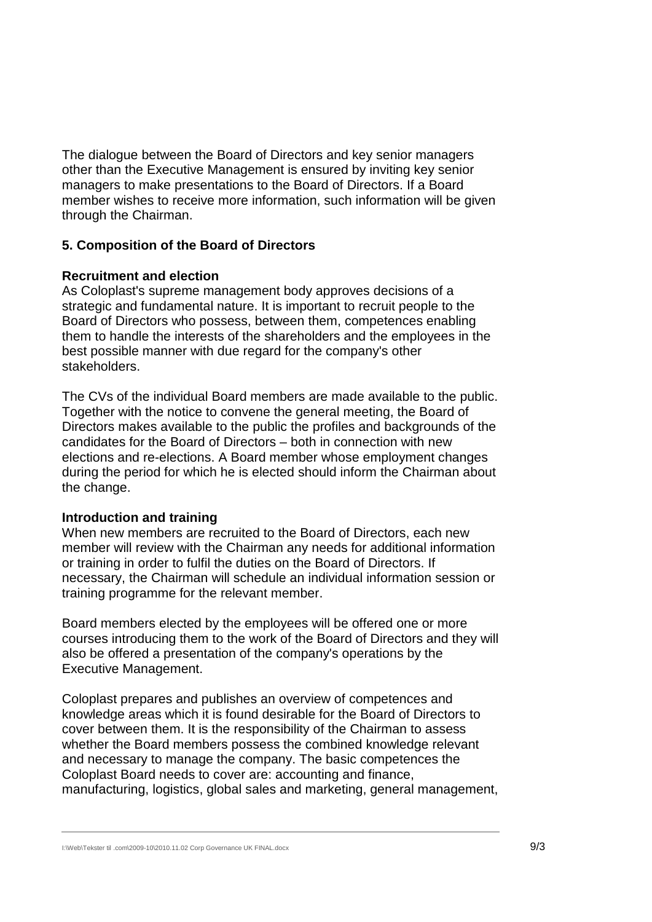The dialogue between the Board of Directors and key senior managers other than the Executive Management is ensured by inviting key senior managers to make presentations to the Board of Directors. If a Board member wishes to receive more information, such information will be given through the Chairman.

## 5. Composition of the Board of Directors

### Recruitment and election

As Coloplast's supreme management body approves decisions of a strategic and fundamental nature. It is important to recruit people to the Board of Directors who possess, between them, competences enabling them to handle the interests of the shareholders and the employees in the best possible manner with due regard for the company's other stakeholders.

The CVs of the individual Board members are made available to the public. Together with the notice to convene the general meeting, the Board of Directors makes available to the public the profiles and backgrounds of the candidates for the Board of Directors – both in connection with new elections and re-elections. A Board member whose employment changes during the period for which he is elected should inform the Chairman about the change.

### Introduction and training

When new members are recruited to the Board of Directors, each new member will review with the Chairman any needs for additional information or training in order to fulfil the duties on the Board of Directors. If necessary, the Chairman will schedule an individual information session or training programme for the relevant member.

Board members elected by the employees will be offered one or more courses introducing them to the work of the Board of Directors and they will also be offered a presentation of the company's operations by the Executive Management.

Coloplast prepares and publishes an overview of competences and knowledge areas which it is found desirable for the Board of Directors to cover between them. It is the responsibility of the Chairman to assess whether the Board members possess the combined knowledge relevant and necessary to manage the company. The basic competences the Coloplast Board needs to cover are: accounting and finance, manufacturing, logistics, global sales and marketing, general management,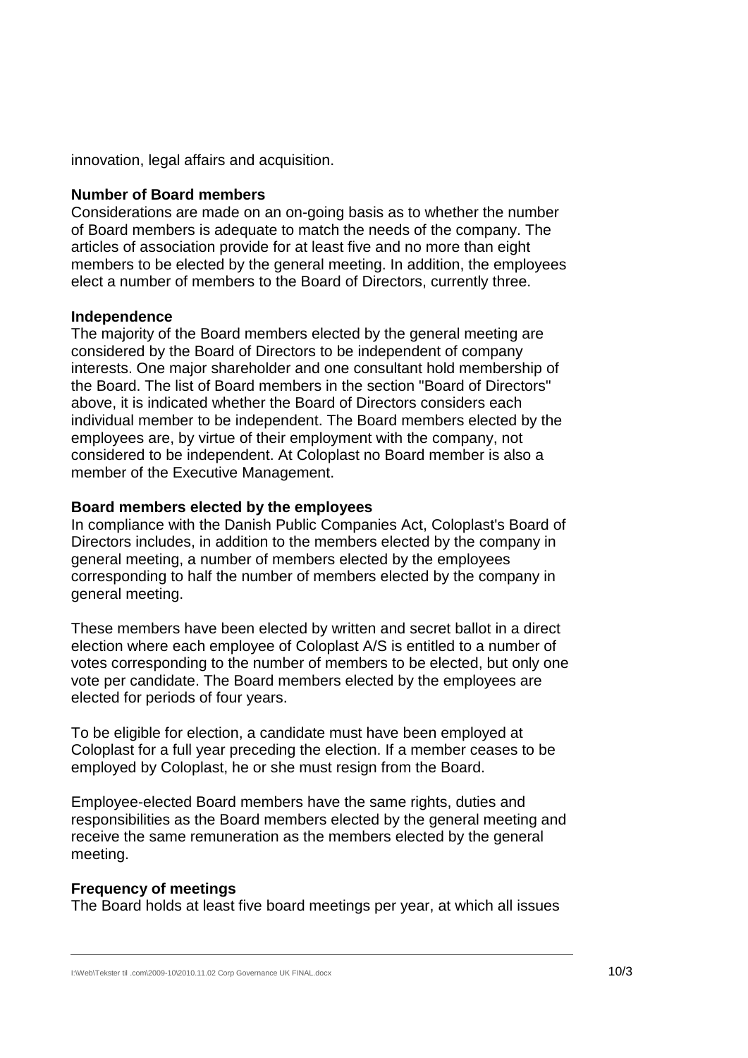innovation, legal affairs and acquisition.

**Number of Board members**

Considerations are made on an on-going basis as to whether the number of Board members is adequate to match the needs of the company. The articles of association provide for at least five and no more than eight members to be elected by the general meeting. In addition, the employees elect a number of members to the Board of Directors, currently three.

**Independence**

The majority of the Board members elected by the general meeting are considered by the Board of Directors to be independent of company interests. One major shareholder and one consultant hold membership of the Board. The list of Board members in the section "Board of Directors" above, it is indicated whether the Board of Directors considers each individual member to be independent. The Board members elected by the employees are, by virtue of their employment with the company, not considered to be independent. At Coloplast no Board member is also a member of the Executive Management.

**Board members elected by the employees**

In compliance with the Danish Public Companies Act, Coloplast's Board of Directors includes, in addition to the members elected by the company in general meeting, a number of members elected by the employees corresponding to half the number of members elected by the company in general meeting.

These members have been elected by written and secret ballot in a direct election where each employee of Coloplast A/S is entitled to a number of votes corresponding to the number of members to be elected, but only one vote per candidate. The Board members elected by the employees are elected for periods of four years.

To be eligible for election, a candidate must have been employed at Coloplast for a full year preceding the election. If a member ceases to be employed by Coloplast, he or she must resign from the Board.

Employee-elected Board members have the same rights, duties and responsibilities as the Board members elected by the general meeting and receive the same remuneration as the members elected by the general meeting.

**Frequency of meetings**

The Board holds at least five board meetings per year, at which all issues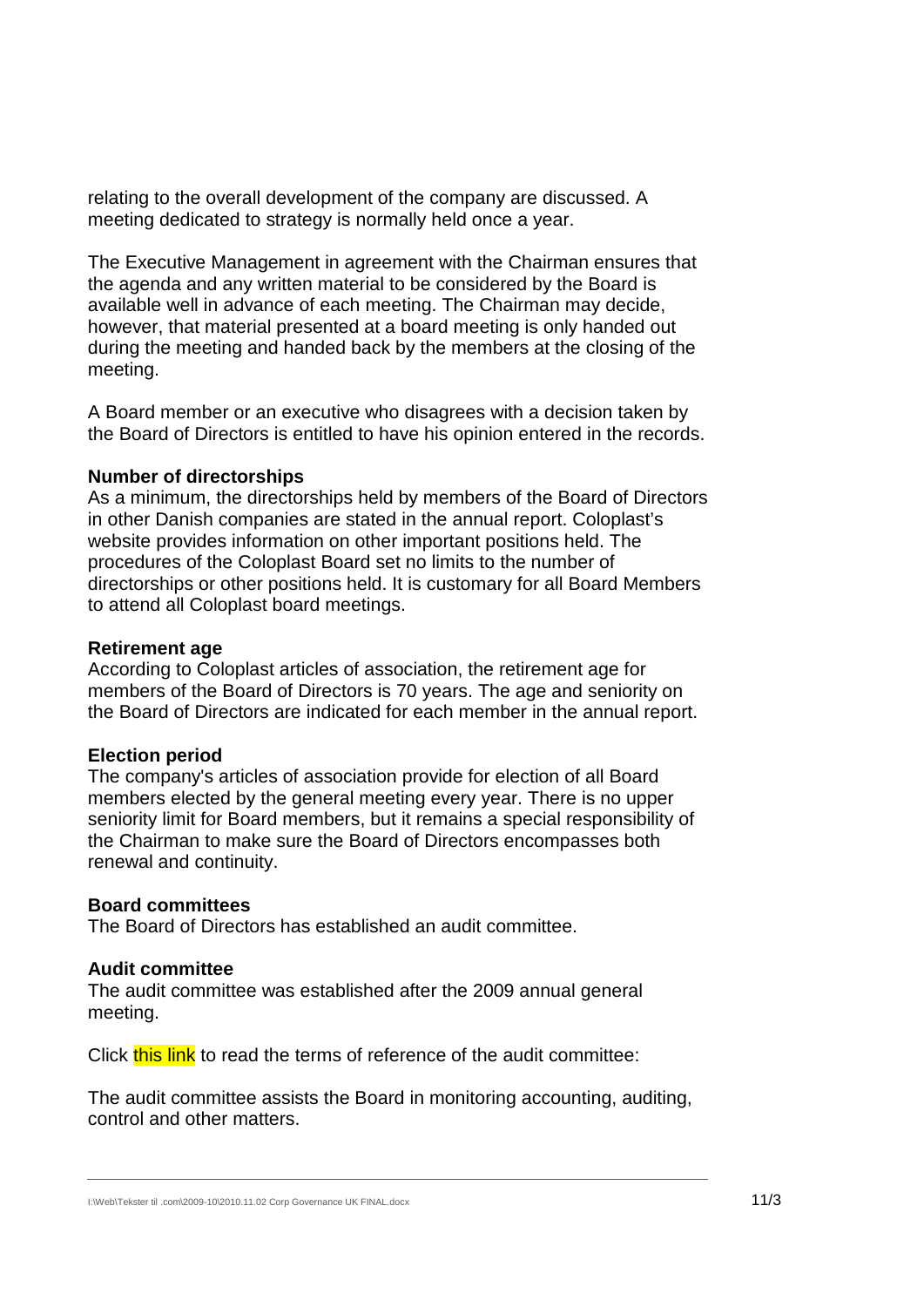relating to the overall development of the company are discussed. A meeting dedicated to strategy is normally held once a year.

The Executive Management in agreement with the Chairman ensures that the agenda and any written material to be considered by the Board is available well in advance of each meeting. The Chairman may decide, however, that material presented at a board meeting is only handed out during the meeting and handed back by the members at the closing of the meeting.

A Board member or an executive who disagrees with a decision taken by the Board of Directors is entitled to have his opinion entered in the records.

**Number of directorships**
As a minimum, the directorships held by members of the Board of Directors in other Danish companies are stated in the annual report. Coloplast's website provides information on other important positions held. The procedures of the Coloplast Board set no limits to the number of directorships or other positions held. It is customary for all Board Members to attend all Coloplast board meetings.

**Retirement age**
According to Coloplast articles of association, the retirement age for members of the Board of Directors is 70 years. The age and seniority on the Board of Directors are indicated for each member in the annual report.

**Election period**
The company's articles of association provide for election of all Board members elected by the general meeting every year. There is no upper seniority limit for Board members, but it remains a special responsibility of the Chairman to make sure the Board of Directors encompasses both renewal and continuity.

**Board committees**
The Board of Directors has established an audit committee.

**Audit committee**
The audit committee was established after the 2009 annual general meeting.

Click this link to read the terms of reference of the audit committee:

The audit committee assists the Board in monitoring accounting, auditing, control and other matters.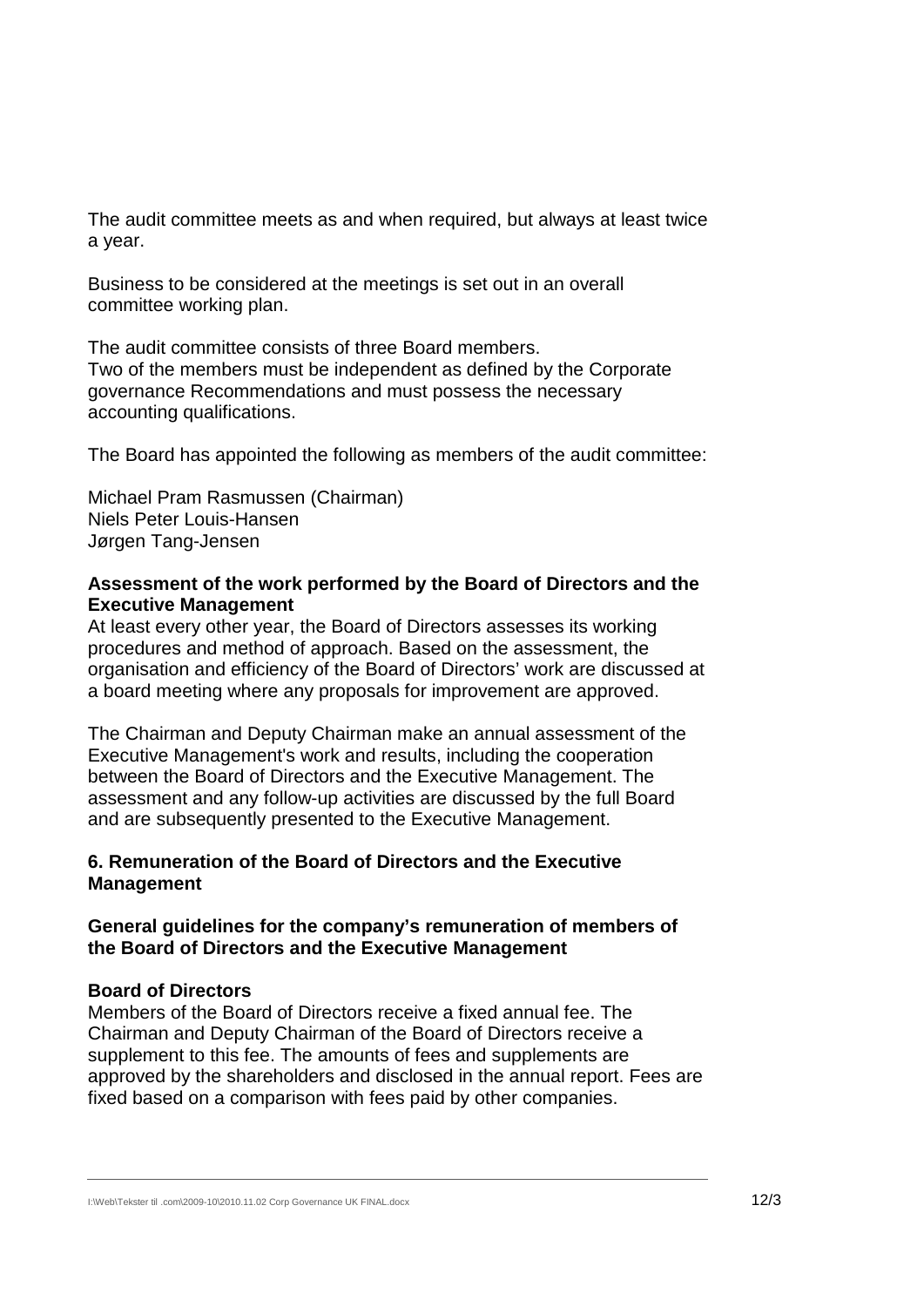The audit committee meets as and when required, but always at least twice a year.

Business to be considered at the meetings is set out in an overall committee working plan.

The audit committee consists of three Board members.
Two of the members must be independent as defined by the Corporate governance Recommendations and must possess the necessary accounting qualifications.

The Board has appointed the following as members of the audit committee:

Michael Pram Rasmussen (Chairman)
Niels Peter Louis-Hansen
Jørgen Tang-Jensen

**Assessment of the work performed by the Board of Directors and the Executive Management**

At least every other year, the Board of Directors assesses its working procedures and method of approach. Based on the assessment, the organisation and efficiency of the Board of Directors' work are discussed at a board meeting where any proposals for improvement are approved.

The Chairman and Deputy Chairman make an annual assessment of the Executive Management's work and results, including the cooperation between the Board of Directors and the Executive Management. The assessment and any follow-up activities are discussed by the full Board and are subsequently presented to the Executive Management.

## 6. Remuneration of the Board of Directors and the Executive Management

### General guidelines for the company's remuneration of members of the Board of Directors and the Executive Management

**Board of Directors**

Members of the Board of Directors receive a fixed annual fee. The Chairman and Deputy Chairman of the Board of Directors receive a supplement to this fee. The amounts of fees and supplements are approved by the shareholders and disclosed in the annual report. Fees are fixed based on a comparison with fees paid by other companies.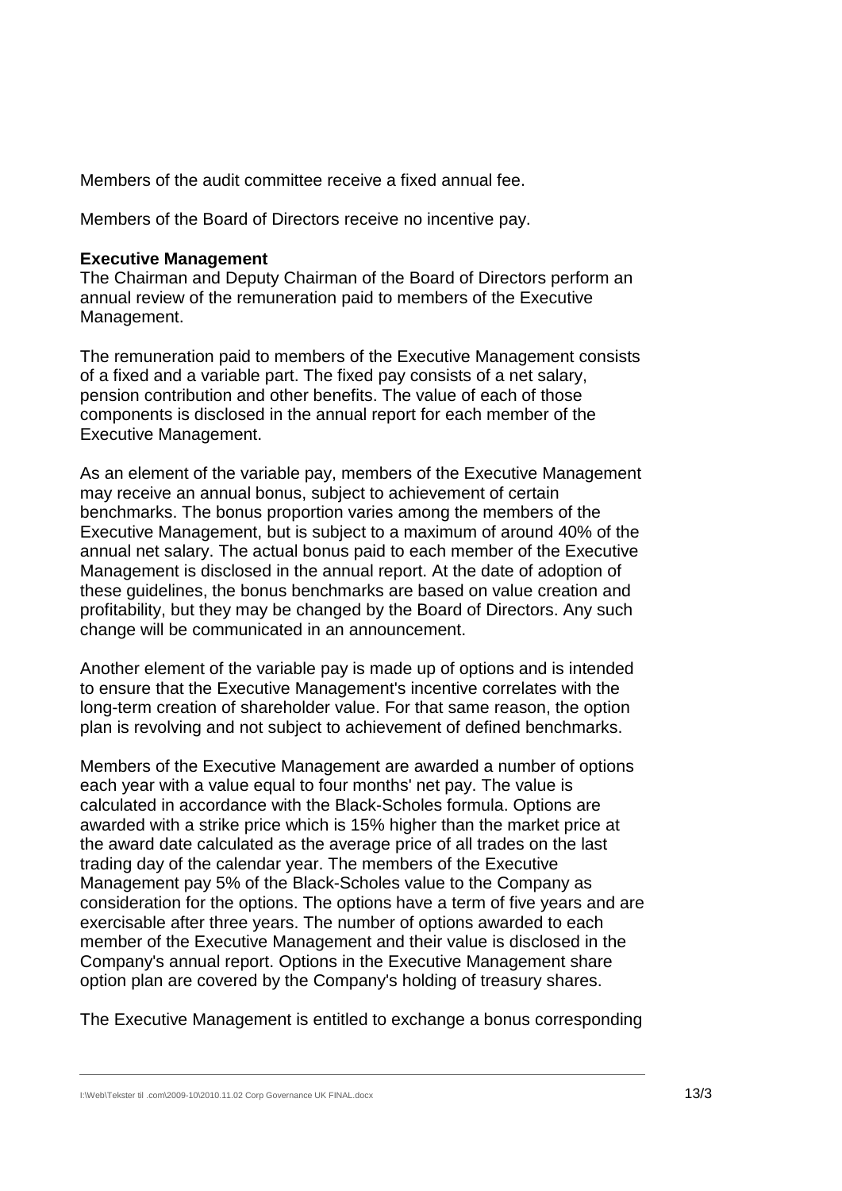Members of the audit committee receive a fixed annual fee.

Members of the Board of Directors receive no incentive pay.

**Executive Management**

The Chairman and Deputy Chairman of the Board of Directors perform an annual review of the remuneration paid to members of the Executive Management.

The remuneration paid to members of the Executive Management consists of a fixed and a variable part. The fixed pay consists of a net salary, pension contribution and other benefits. The value of each of those components is disclosed in the annual report for each member of the Executive Management.

As an element of the variable pay, members of the Executive Management may receive an annual bonus, subject to achievement of certain benchmarks. The bonus proportion varies among the members of the Executive Management, but is subject to a maximum of around 40% of the annual net salary. The actual bonus paid to each member of the Executive Management is disclosed in the annual report. At the date of adoption of these guidelines, the bonus benchmarks are based on value creation and profitability, but they may be changed by the Board of Directors. Any such change will be communicated in an announcement.

Another element of the variable pay is made up of options and is intended to ensure that the Executive Management's incentive correlates with the long-term creation of shareholder value. For that same reason, the option plan is revolving and not subject to achievement of defined benchmarks.

Members of the Executive Management are awarded a number of options each year with a value equal to four months' net pay. The value is calculated in accordance with the Black-Scholes formula. Options are awarded with a strike price which is 15% higher than the market price at the award date calculated as the average price of all trades on the last trading day of the calendar year. The members of the Executive Management pay 5% of the Black-Scholes value to the Company as consideration for the options. The options have a term of five years and are exercisable after three years. The number of options awarded to each member of the Executive Management and their value is disclosed in the Company's annual report. Options in the Executive Management share option plan are covered by the Company's holding of treasury shares.

The Executive Management is entitled to exchange a bonus corresponding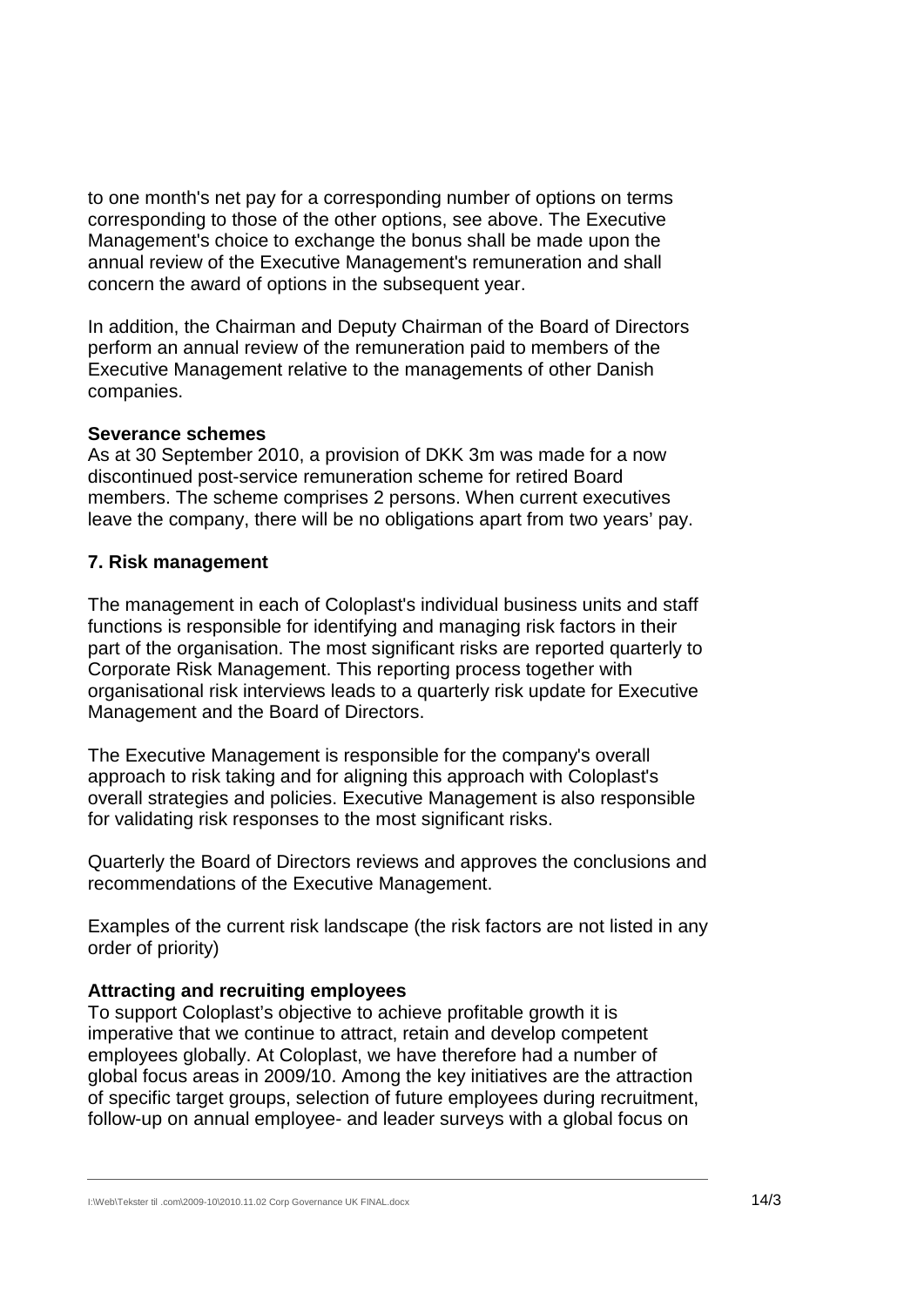to one month's net pay for a corresponding number of options on terms corresponding to those of the other options, see above. The Executive Management's choice to exchange the bonus shall be made upon the annual review of the Executive Management's remuneration and shall concern the award of options in the subsequent year.

In addition, the Chairman and Deputy Chairman of the Board of Directors perform an annual review of the remuneration paid to members of the Executive Management relative to the managements of other Danish companies.

**Severance schemes**
As at 30 September 2010, a provision of DKK 3m was made for a now discontinued post-service remuneration scheme for retired Board members. The scheme comprises 2 persons. When current executives leave the company, there will be no obligations apart from two years' pay.

## 7. Risk management

The management in each of Coloplast's individual business units and staff functions is responsible for identifying and managing risk factors in their part of the organisation. The most significant risks are reported quarterly to Corporate Risk Management. This reporting process together with organisational risk interviews leads to a quarterly risk update for Executive Management and the Board of Directors.

The Executive Management is responsible for the company's overall approach to risk taking and for aligning this approach with Coloplast's overall strategies and policies. Executive Management is also responsible for validating risk responses to the most significant risks.

Quarterly the Board of Directors reviews and approves the conclusions and recommendations of the Executive Management.

Examples of the current risk landscape (the risk factors are not listed in any order of priority)

**Attracting and recruiting employees**
To support Coloplast's objective to achieve profitable growth it is imperative that we continue to attract, retain and develop competent employees globally. At Coloplast, we have therefore had a number of global focus areas in 2009/10. Among the key initiatives are the attraction of specific target groups, selection of future employees during recruitment, follow-up on annual employee- and leader surveys with a global focus on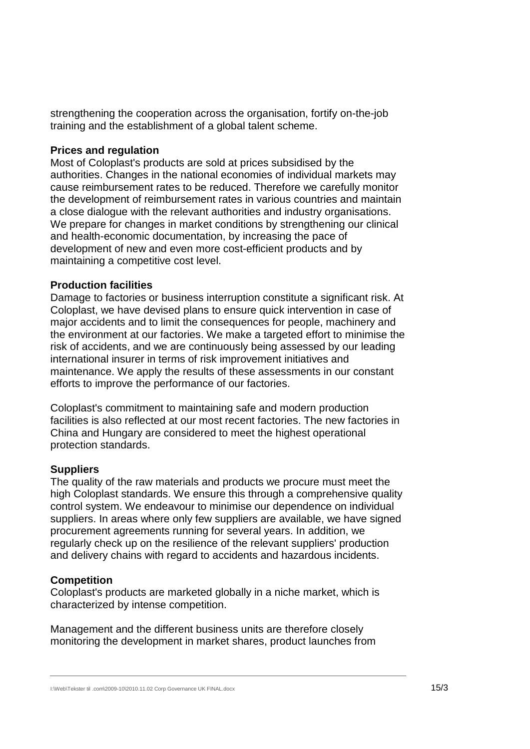strengthening the cooperation across the organisation, fortify on-the-job training and the establishment of a global talent scheme.

**Prices and regulation**

Most of Coloplast's products are sold at prices subsidised by the authorities. Changes in the national economies of individual markets may cause reimbursement rates to be reduced. Therefore we carefully monitor the development of reimbursement rates in various countries and maintain a close dialogue with the relevant authorities and industry organisations. We prepare for changes in market conditions by strengthening our clinical and health-economic documentation, by increasing the pace of development of new and even more cost-efficient products and by maintaining a competitive cost level.

**Production facilities**

Damage to factories or business interruption constitute a significant risk. At Coloplast, we have devised plans to ensure quick intervention in case of major accidents and to limit the consequences for people, machinery and the environment at our factories. We make a targeted effort to minimise the risk of accidents, and we are continuously being assessed by our leading international insurer in terms of risk improvement initiatives and maintenance. We apply the results of these assessments in our constant efforts to improve the performance of our factories.

Coloplast's commitment to maintaining safe and modern production facilities is also reflected at our most recent factories. The new factories in China and Hungary are considered to meet the highest operational protection standards.

**Suppliers**

The quality of the raw materials and products we procure must meet the high Coloplast standards. We ensure this through a comprehensive quality control system. We endeavour to minimise our dependence on individual suppliers. In areas where only few suppliers are available, we have signed procurement agreements running for several years. In addition, we regularly check up on the resilience of the relevant suppliers' production and delivery chains with regard to accidents and hazardous incidents.

**Competition**

Coloplast's products are marketed globally in a niche market, which is characterized by intense competition.

Management and the different business units are therefore closely monitoring the development in market shares, product launches from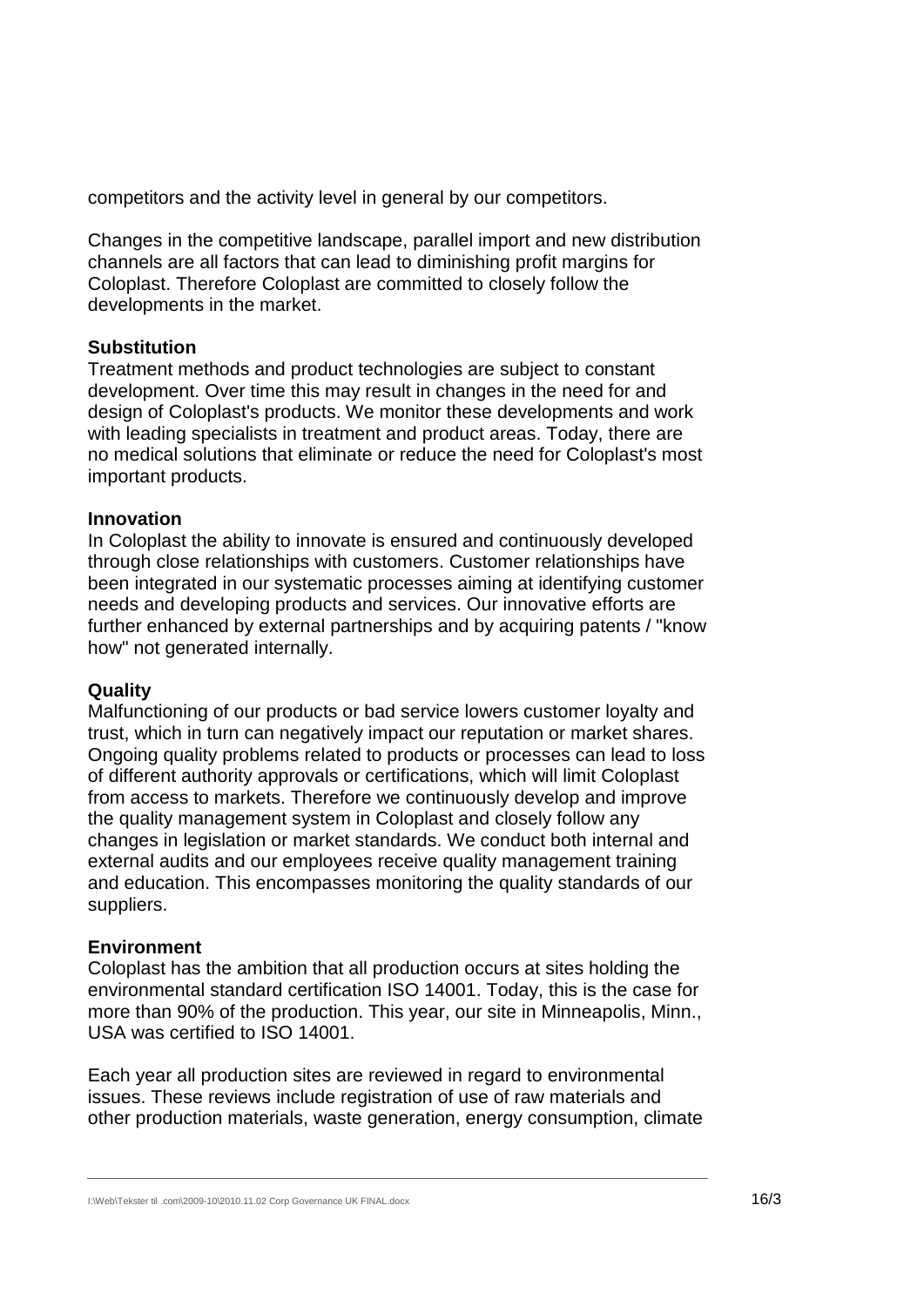competitors and the activity level in general by our competitors.

Changes in the competitive landscape, parallel import and new distribution channels are all factors that can lead to diminishing profit margins for Coloplast. Therefore Coloplast are committed to closely follow the developments in the market.

**Substitution**
Treatment methods and product technologies are subject to constant development. Over time this may result in changes in the need for and design of Coloplast's products. We monitor these developments and work with leading specialists in treatment and product areas. Today, there are no medical solutions that eliminate or reduce the need for Coloplast's most important products.

**Innovation**
In Coloplast the ability to innovate is ensured and continuously developed through close relationships with customers. Customer relationships have been integrated in our systematic processes aiming at identifying customer needs and developing products and services. Our innovative efforts are further enhanced by external partnerships and by acquiring patents / "know how" not generated internally.

**Quality**
Malfunctioning of our products or bad service lowers customer loyalty and trust, which in turn can negatively impact our reputation or market shares. Ongoing quality problems related to products or processes can lead to loss of different authority approvals or certifications, which will limit Coloplast from access to markets. Therefore we continuously develop and improve the quality management system in Coloplast and closely follow any changes in legislation or market standards. We conduct both internal and external audits and our employees receive quality management training and education. This encompasses monitoring the quality standards of our suppliers.

**Environment**
Coloplast has the ambition that all production occurs at sites holding the environmental standard certification ISO 14001. Today, this is the case for more than 90% of the production. This year, our site in Minneapolis, Minn., USA was certified to ISO 14001.

Each year all production sites are reviewed in regard to environmental issues. These reviews include registration of use of raw materials and other production materials, waste generation, energy consumption, climate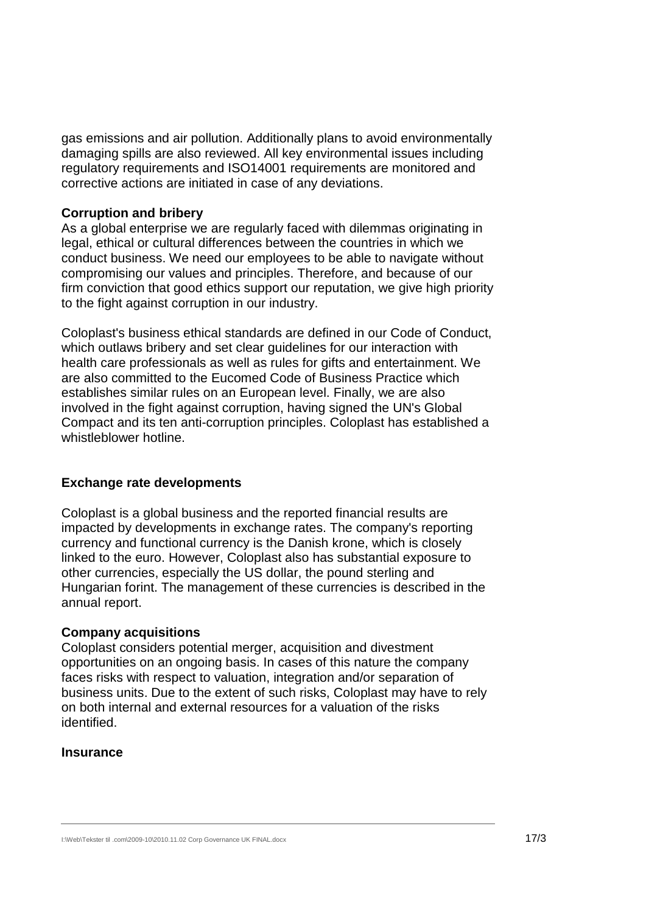gas emissions and air pollution. Additionally plans to avoid environmentally damaging spills are also reviewed. All key environmental issues including regulatory requirements and ISO14001 requirements are monitored and corrective actions are initiated in case of any deviations.

**Corruption and bribery**

As a global enterprise we are regularly faced with dilemmas originating in legal, ethical or cultural differences between the countries in which we conduct business. We need our employees to be able to navigate without compromising our values and principles. Therefore, and because of our firm conviction that good ethics support our reputation, we give high priority to the fight against corruption in our industry.

Coloplast's business ethical standards are defined in our Code of Conduct, which outlaws bribery and set clear guidelines for our interaction with health care professionals as well as rules for gifts and entertainment. We are also committed to the Eucomed Code of Business Practice which establishes similar rules on an European level. Finally, we are also involved in the fight against corruption, having signed the UN's Global Compact and its ten anti-corruption principles. Coloplast has established a whistleblower hotline.

**Exchange rate developments**

Coloplast is a global business and the reported financial results are impacted by developments in exchange rates. The company's reporting currency and functional currency is the Danish krone, which is closely linked to the euro. However, Coloplast also has substantial exposure to other currencies, especially the US dollar, the pound sterling and Hungarian forint. The management of these currencies is described in the annual report.

**Company acquisitions**

Coloplast considers potential merger, acquisition and divestment opportunities on an ongoing basis. In cases of this nature the company faces risks with respect to valuation, integration and/or separation of business units. Due to the extent of such risks, Coloplast may have to rely on both internal and external resources for a valuation of the risks identified.

**Insurance**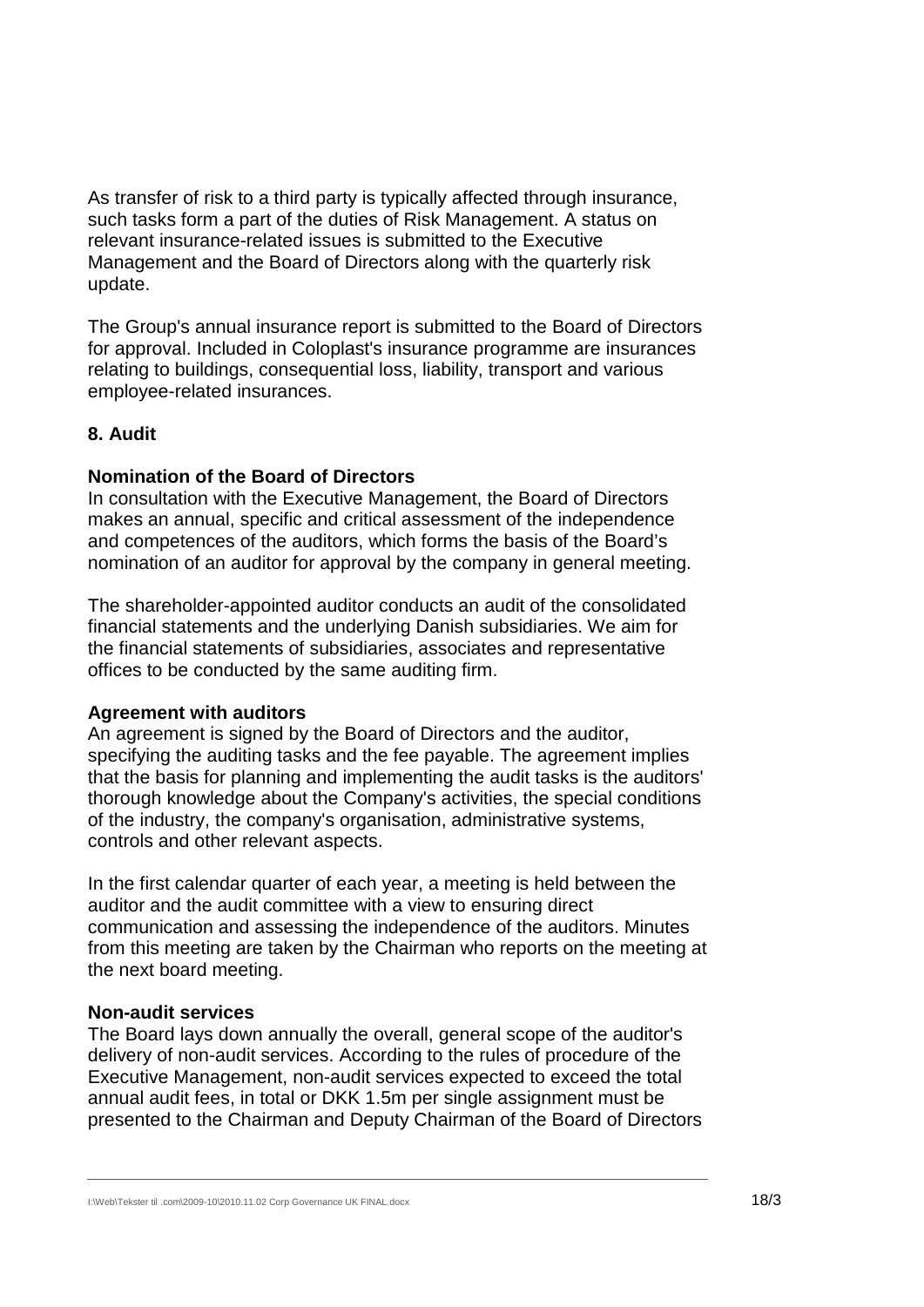As transfer of risk to a third party is typically affected through insurance, such tasks form a part of the duties of Risk Management. A status on relevant insurance-related issues is submitted to the Executive Management and the Board of Directors along with the quarterly risk update.

The Group's annual insurance report is submitted to the Board of Directors for approval. Included in Coloplast's insurance programme are insurances relating to buildings, consequential loss, liability, transport and various employee-related insurances.

## 8. Audit

### Nomination of the Board of Directors

In consultation with the Executive Management, the Board of Directors makes an annual, specific and critical assessment of the independence and competences of the auditors, which forms the basis of the Board's nomination of an auditor for approval by the company in general meeting.

The shareholder-appointed auditor conducts an audit of the consolidated financial statements and the underlying Danish subsidiaries. We aim for the financial statements of subsidiaries, associates and representative offices to be conducted by the same auditing firm.

### Agreement with auditors

An agreement is signed by the Board of Directors and the auditor, specifying the auditing tasks and the fee payable. The agreement implies that the basis for planning and implementing the audit tasks is the auditors' thorough knowledge about the Company's activities, the special conditions of the industry, the company's organisation, administrative systems, controls and other relevant aspects.

In the first calendar quarter of each year, a meeting is held between the auditor and the audit committee with a view to ensuring direct communication and assessing the independence of the auditors. Minutes from this meeting are taken by the Chairman who reports on the meeting at the next board meeting.

### Non-audit services

The Board lays down annually the overall, general scope of the auditor's delivery of non-audit services. According to the rules of procedure of the Executive Management, non-audit services expected to exceed the total annual audit fees, in total or DKK 1.5m per single assignment must be presented to the Chairman and Deputy Chairman of the Board of Directors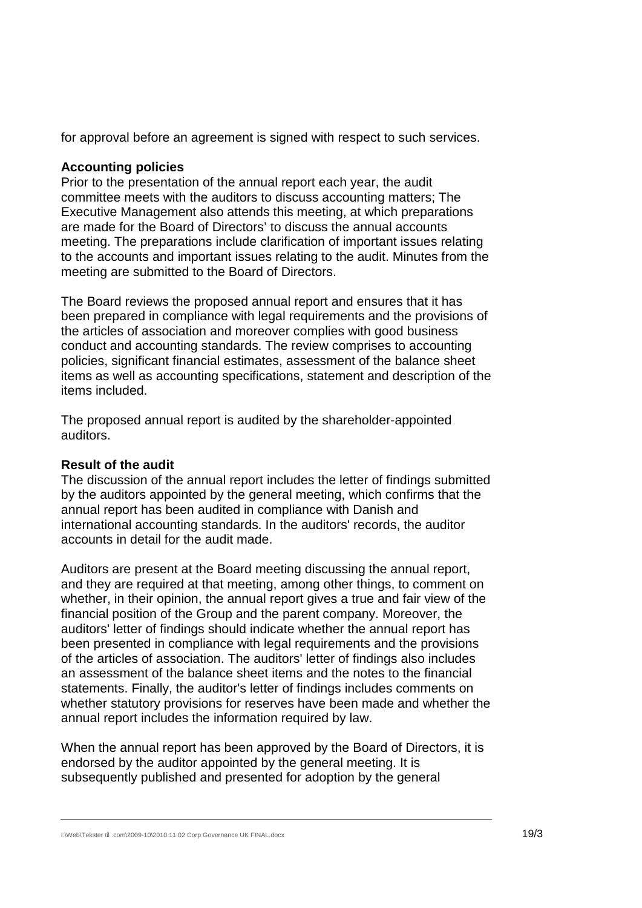for approval before an agreement is signed with respect to such services.

**Accounting policies**

Prior to the presentation of the annual report each year, the audit committee meets with the auditors to discuss accounting matters; The Executive Management also attends this meeting, at which preparations are made for the Board of Directors' to discuss the annual accounts meeting. The preparations include clarification of important issues relating to the accounts and important issues relating to the audit. Minutes from the meeting are submitted to the Board of Directors.

The Board reviews the proposed annual report and ensures that it has been prepared in compliance with legal requirements and the provisions of the articles of association and moreover complies with good business conduct and accounting standards. The review comprises to accounting policies, significant financial estimates, assessment of the balance sheet items as well as accounting specifications, statement and description of the items included.

The proposed annual report is audited by the shareholder-appointed auditors.

**Result of the audit**

The discussion of the annual report includes the letter of findings submitted by the auditors appointed by the general meeting, which confirms that the annual report has been audited in compliance with Danish and international accounting standards. In the auditors' records, the auditor accounts in detail for the audit made.

Auditors are present at the Board meeting discussing the annual report, and they are required at that meeting, among other things, to comment on whether, in their opinion, the annual report gives a true and fair view of the financial position of the Group and the parent company. Moreover, the auditors' letter of findings should indicate whether the annual report has been presented in compliance with legal requirements and the provisions of the articles of association. The auditors' letter of findings also includes an assessment of the balance sheet items and the notes to the financial statements. Finally, the auditor's letter of findings includes comments on whether statutory provisions for reserves have been made and whether the annual report includes the information required by law.

When the annual report has been approved by the Board of Directors, it is endorsed by the auditor appointed by the general meeting. It is subsequently published and presented for adoption by the general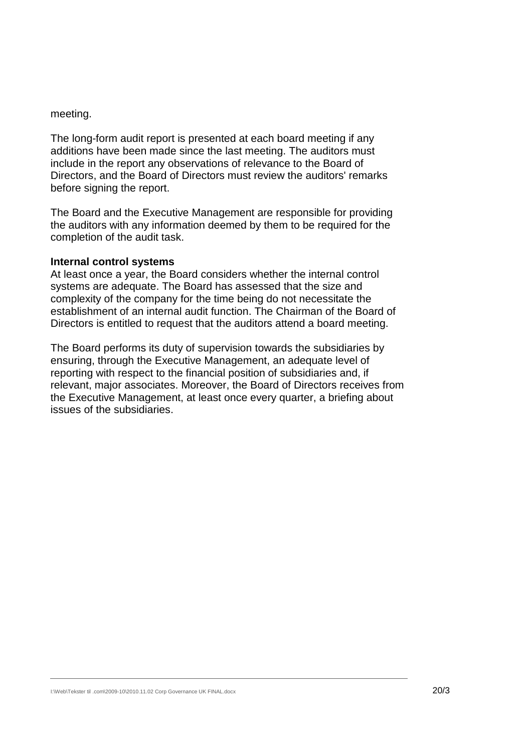meeting.

The long-form audit report is presented at each board meeting if any additions have been made since the last meeting. The auditors must include in the report any observations of relevance to the Board of Directors, and the Board of Directors must review the auditors' remarks before signing the report.

The Board and the Executive Management are responsible for providing the auditors with any information deemed by them to be required for the completion of the audit task.

**Internal control systems**

At least once a year, the Board considers whether the internal control systems are adequate. The Board has assessed that the size and complexity of the company for the time being do not necessitate the establishment of an internal audit function. The Chairman of the Board of Directors is entitled to request that the auditors attend a board meeting.

The Board performs its duty of supervision towards the subsidiaries by ensuring, through the Executive Management, an adequate level of reporting with respect to the financial position of subsidiaries and, if relevant, major associates. Moreover, the Board of Directors receives from the Executive Management, at least once every quarter, a briefing about issues of the subsidiaries.